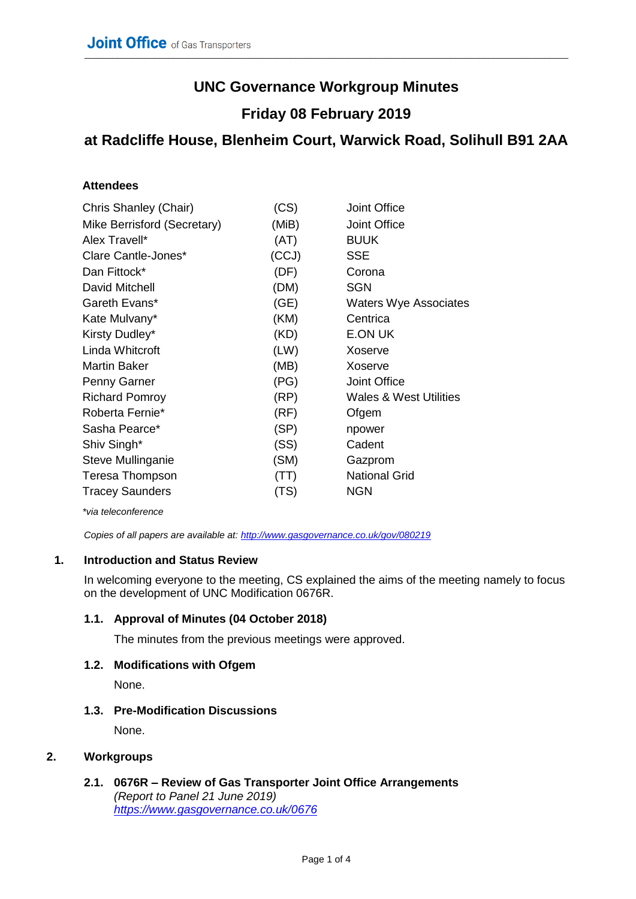# UNC Governance Workgroup Minutes

## Friday 08 February 2019

## at Radcliffe House, Blenheim Court, Warwick Road, Solihull B91 2AA

**Attendees**

| | | |
|---|---|---|
| Chris Shanley (Chair) | (CS) | Joint Office |
| Mike Berrisford (Secretary) | (MiB) | Joint Office |
| Alex Travell* | (AT) | BUUK |
| Clare Cantle-Jones* | (CCJ) | SSE |
| Dan Fittock* | (DF) | Corona |
| David Mitchell | (DM) | SGN |
| Gareth Evans* | (GE) | Waters Wye Associates |
| Kate Mulvany* | (KM) | Centrica |
| Kirsty Dudley* | (KD) | E.ON UK |
| Linda Whitcroft | (LW) | Xoserve |
| Martin Baker | (MB) | Xoserve |
| Penny Garner | (PG) | Joint Office |
| Richard Pomroy | (RP) | Wales & West Utilities |
| Roberta Fernie* | (RF) | Ofgem |
| Sasha Pearce* | (SP) | npower |
| Shiv Singh* | (SS) | Cadent |
| Steve Mullinganie | (SM) | Gazprom |
| Teresa Thompson | (TT) | National Grid |
| Tracey Saunders | (TS) | NGN |

*\*via teleconference*

*Copies of all papers are available at: http://www.gasgovernance.co.uk/gov/080219*

### 1. Introduction and Status Review

In welcoming everyone to the meeting, CS explained the aims of the meeting namely to focus on the development of UNC Modification 0676R.

#### 1.1. Approval of Minutes (04 October 2018)

The minutes from the previous meetings were approved.

#### 1.2. Modifications with Ofgem

None.

#### 1.3. Pre-Modification Discussions

None.

### 2. Workgroups

#### 2.1. 0676R – Review of Gas Transporter Joint Office Arrangements

*(Report to Panel 21 June 2019)*
*https://www.gasgovernance.co.uk/0676*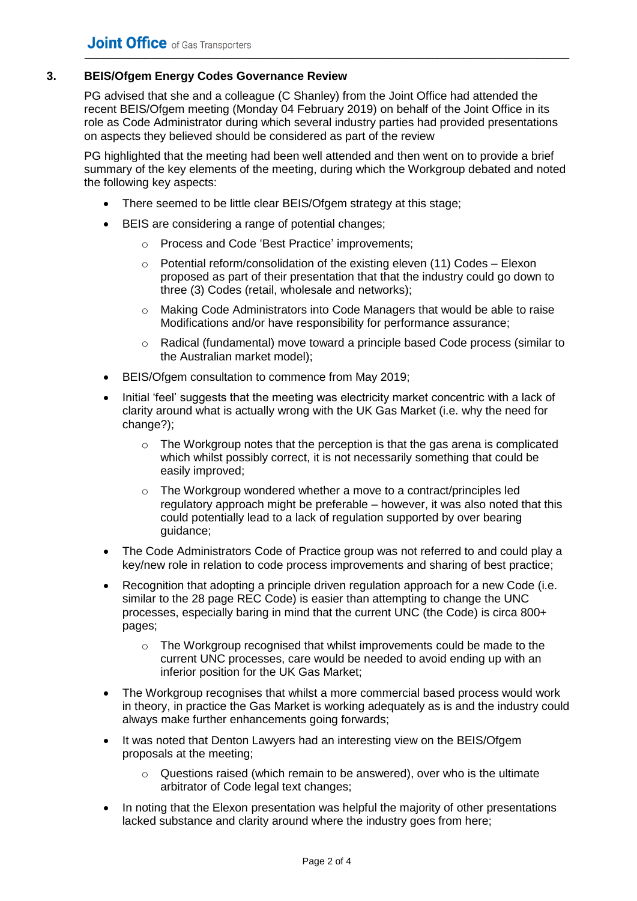## 3. BEIS/Ofgem Energy Codes Governance Review

PG advised that she and a colleague (C Shanley) from the Joint Office had attended the recent BEIS/Ofgem meeting (Monday 04 February 2019) on behalf of the Joint Office in its role as Code Administrator during which several industry parties had provided presentations on aspects they believed should be considered as part of the review

PG highlighted that the meeting had been well attended and then went on to provide a brief summary of the key elements of the meeting, during which the Workgroup debated and noted the following key aspects:

- There seemed to be little clear BEIS/Ofgem strategy at this stage;
- BEIS are considering a range of potential changes;
  - Process and Code 'Best Practice' improvements;
  - Potential reform/consolidation of the existing eleven (11) Codes – Elexon proposed as part of their presentation that that the industry could go down to three (3) Codes (retail, wholesale and networks);
  - Making Code Administrators into Code Managers that would be able to raise Modifications and/or have responsibility for performance assurance;
  - Radical (fundamental) move toward a principle based Code process (similar to the Australian market model);
- BEIS/Ofgem consultation to commence from May 2019;
- Initial 'feel' suggests that the meeting was electricity market concentric with a lack of clarity around what is actually wrong with the UK Gas Market (i.e. why the need for change?);
  - The Workgroup notes that the perception is that the gas arena is complicated which whilst possibly correct, it is not necessarily something that could be easily improved;
  - The Workgroup wondered whether a move to a contract/principles led regulatory approach might be preferable – however, it was also noted that this could potentially lead to a lack of regulation supported by over bearing guidance;
- The Code Administrators Code of Practice group was not referred to and could play a key/new role in relation to code process improvements and sharing of best practice;
- Recognition that adopting a principle driven regulation approach for a new Code (i.e. similar to the 28 page REC Code) is easier than attempting to change the UNC processes, especially baring in mind that the current UNC (the Code) is circa 800+ pages;
  - The Workgroup recognised that whilst improvements could be made to the current UNC processes, care would be needed to avoid ending up with an inferior position for the UK Gas Market;
- The Workgroup recognises that whilst a more commercial based process would work in theory, in practice the Gas Market is working adequately as is and the industry could always make further enhancements going forwards;
- It was noted that Denton Lawyers had an interesting view on the BEIS/Ofgem proposals at the meeting;
  - Questions raised (which remain to be answered), over who is the ultimate arbitrator of Code legal text changes;
- In noting that the Elexon presentation was helpful the majority of other presentations lacked substance and clarity around where the industry goes from here;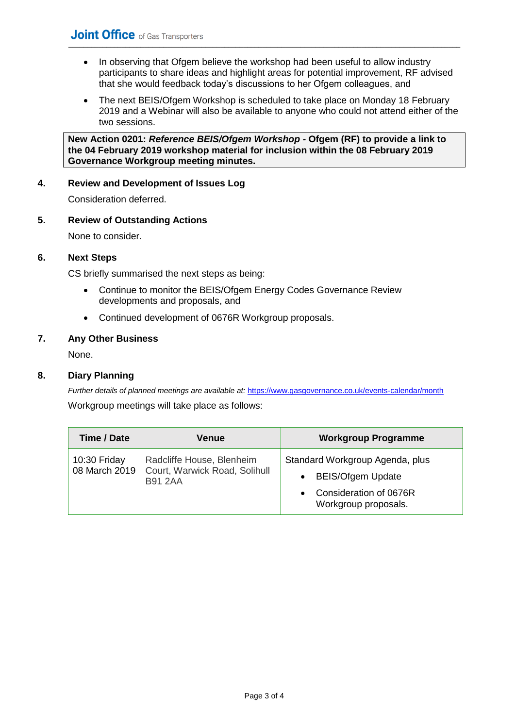- In observing that Ofgem believe the workshop had been useful to allow industry participants to share ideas and highlight areas for potential improvement, RF advised that she would feedback today's discussions to her Ofgem colleagues, and
- The next BEIS/Ofgem Workshop is scheduled to take place on Monday 18 February 2019 and a Webinar will also be available to anyone who could not attend either of the two sessions.

**New Action 0201: *Reference BEIS/Ofgem Workshop* - Ofgem (RF) to provide a link to the 04 February 2019 workshop material for inclusion within the 08 February 2019 Governance Workgroup meeting minutes.**

## 4. Review and Development of Issues Log

Consideration deferred.

## 5. Review of Outstanding Actions

None to consider.

## 6. Next Steps

CS briefly summarised the next steps as being:

- Continue to monitor the BEIS/Ofgem Energy Codes Governance Review developments and proposals, and
- Continued development of 0676R Workgroup proposals.

## 7. Any Other Business

None.

## 8. Diary Planning

*Further details of planned meetings are available at:* https://www.gasgovernance.co.uk/events-calendar/month

Workgroup meetings will take place as follows:

| Time / Date | Venue | Workgroup Programme |
|---|---|---|
| 10:30 Friday 08 March 2019 | Radcliffe House, Blenheim Court, Warwick Road, Solihull B91 2AA | Standard Workgroup Agenda, plus<br>• BEIS/Ofgem Update<br>• Consideration of 0676R Workgroup proposals. |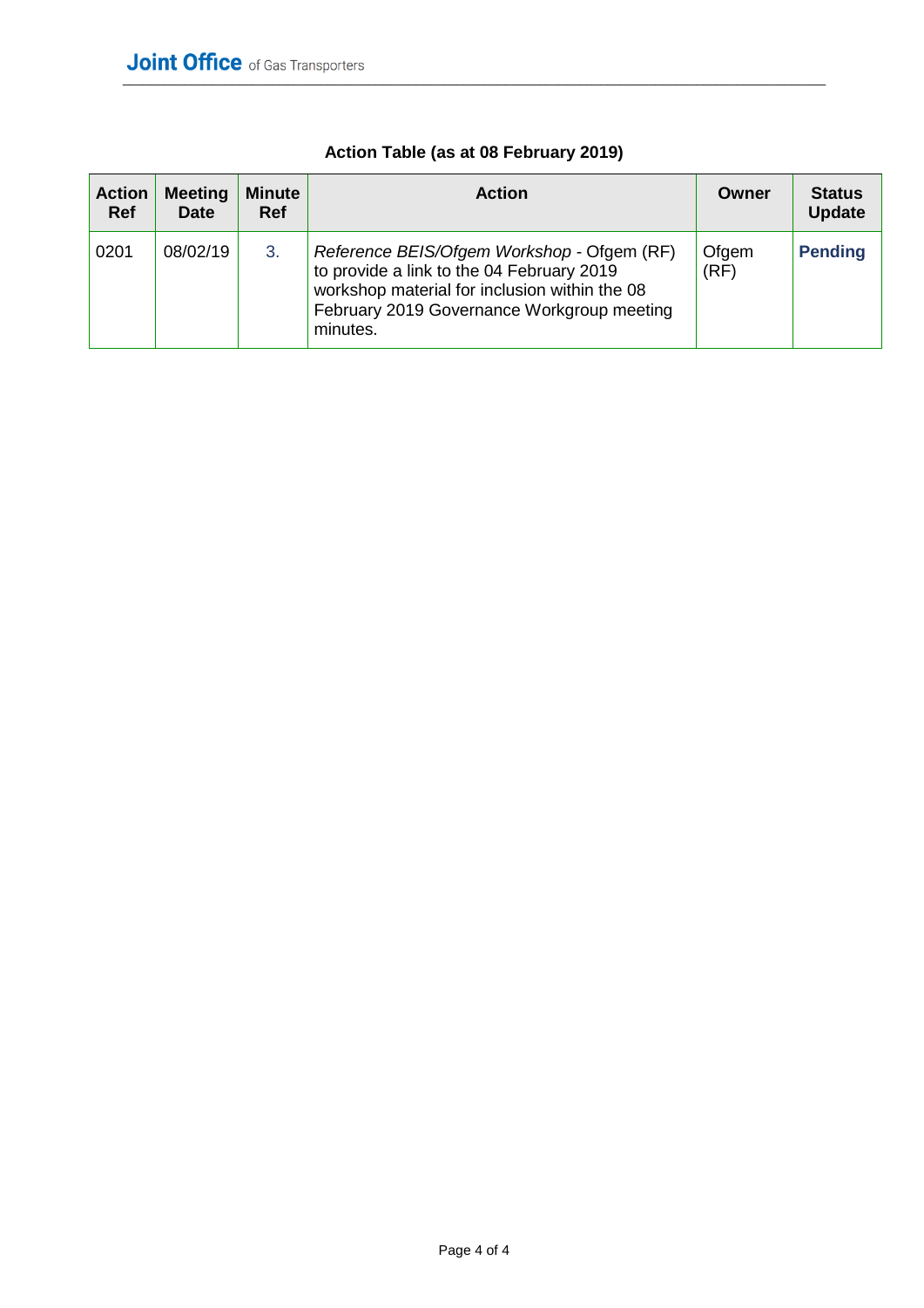**Action Table (as at 08 February 2019)**

| Action Ref | Meeting Date | Minute Ref | Action | Owner | Status Update |
|---|---|---|---|---|---|
| 0201 | 08/02/19 | 3. | *Reference BEIS/Ofgem Workshop* - Ofgem (RF) to provide a link to the 04 February 2019 workshop material for inclusion within the 08 February 2019 Governance Workgroup meeting minutes. | Ofgem (RF) | **Pending** |